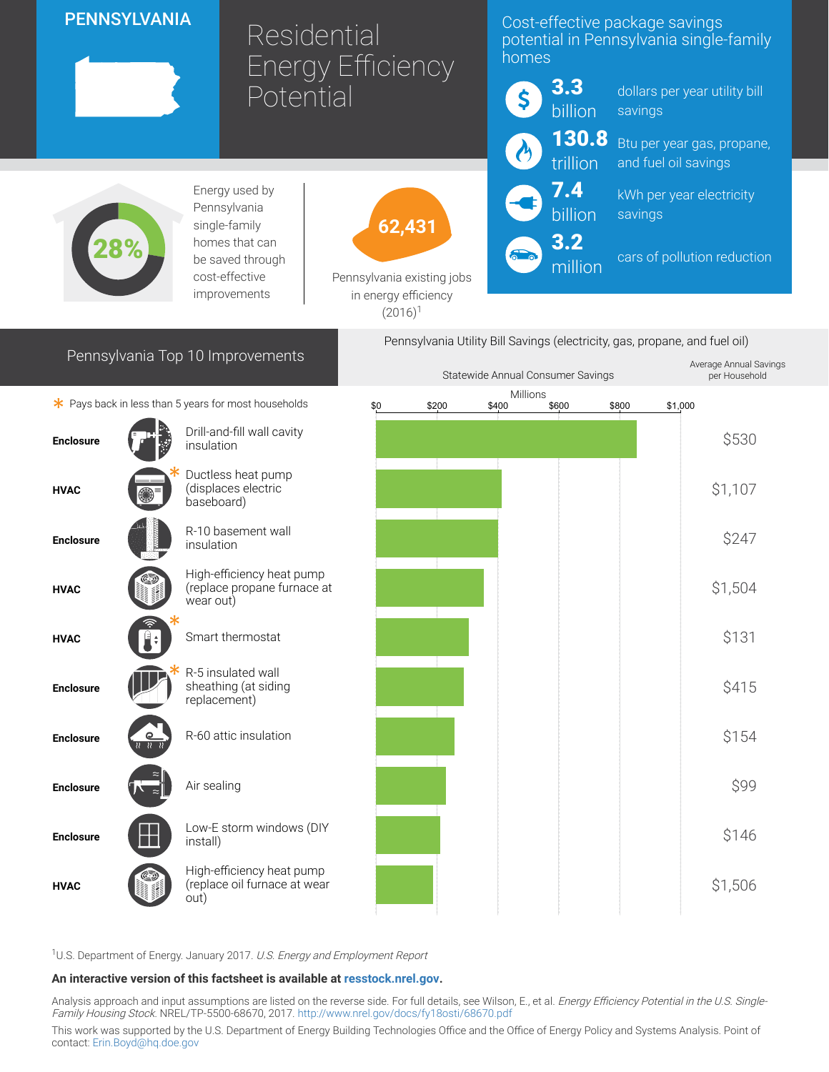# PENNSYLVANIA

# Residential Energy Efficiency Potential

## Cost-effective package savings potential in Pennsylvania single-family homes

- **3.3 billion** dollars per year utility bill savings
- **130.8 trillion** Btu per year gas, propane, and fuel oil savings
- **7.4 billion** kWh per year electricity savings
- **3.2 million** cars of pollution reduction

**28%** Energy used by Pennsylvania single-family homes that can be saved through cost-effective improvements

**62,431** Pennsylvania existing jobs in energy efficiency (2016)[1]

## Pennsylvania Top 10 Improvements

\* Pays back in less than 5 years for most households

Pennsylvania Utility Bill Savings (electricity, gas, propane, and fuel oil)

| Category | Improvement | Statewide Annual Consumer Savings (Millions) | Average Annual Savings per Household |
|---|---|---|---|
| Enclosure | Drill-and-fill wall cavity insulation | ~$860 | $530 |
| HVAC | Ductless heat pump (displaces electric baseboard) * | ~$415 | $1,107 |
| Enclosure | R-10 basement wall insulation | ~$400 | $247 |
| HVAC | High-efficiency heat pump (replace propane furnace at wear out) | ~$355 | $1,504 |
| HVAC | Smart thermostat * | ~$305 | $131 |
| Enclosure | R-5 insulated wall sheathing (at siding replacement) * | ~$290 | $415 |
| Enclosure | R-60 attic insulation | ~$260 | $154 |
| Enclosure | Air sealing | ~$230 | $99 |
| Enclosure | Low-E storm windows (DIY install) | ~$210 | $146 |
| HVAC | High-efficiency heat pump (replace oil furnace at wear out) | ~$190 | $1,506 |

[1]U.S. Department of Energy. January 2017. *U.S. Energy and Employment Report*

**An interactive version of this factsheet is available at resstock.nrel.gov.**

Analysis approach and input assumptions are listed on the reverse side. For full details, see Wilson, E., et al. *Energy Efficiency Potential in the U.S. Single-Family Housing Stock*. NREL/TP-5500-68670, 2017. http://www.nrel.gov/docs/fy18osti/68670.pdf

This work was supported by the U.S. Department of Energy Building Technologies Office and the Office of Energy Policy and Systems Analysis. Point of contact: Erin.Boyd@hq.doe.gov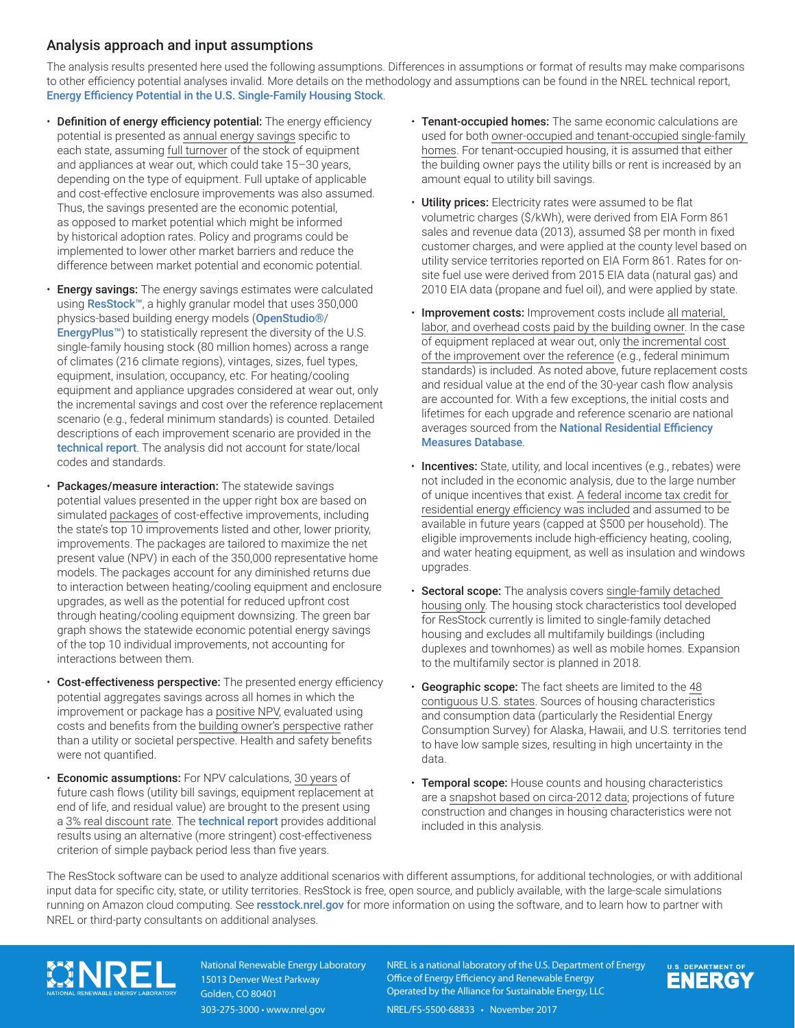## Analysis approach and input assumptions

The analysis results presented here used the following assumptions. Differences in assumptions or format of results may make comparisons to other efficiency potential analyses invalid. More details on the methodology and assumptions can be found in the NREL technical report, Energy Efficiency Potential in the U.S. Single-Family Housing Stock.

- **Definition of energy efficiency potential:** The energy efficiency potential is presented as annual energy savings specific to each state, assuming full turnover of the stock of equipment and appliances at wear out, which could take 15–30 years, depending on the type of equipment. Full uptake of applicable and cost-effective enclosure improvements was also assumed. Thus, the savings presented are the economic potential, as opposed to market potential which might be informed by historical adoption rates. Policy and programs could be implemented to lower other market barriers and reduce the difference between market potential and economic potential.
- **Energy savings:** The energy savings estimates were calculated using ResStock™, a highly granular model that uses 350,000 physics-based building energy models (OpenStudio®/EnergyPlus™) to statistically represent the diversity of the U.S. single-family housing stock (80 million homes) across a range of climates (216 climate regions), vintages, sizes, fuel types, equipment, insulation, occupancy, etc. For heating/cooling equipment and appliance upgrades considered at wear out, only the incremental savings and cost over the reference replacement scenario (e.g., federal minimum standards) is counted. Detailed descriptions of each improvement scenario are provided in the technical report. The analysis did not account for state/local codes and standards.
- **Packages/measure interaction:** The statewide savings potential values presented in the upper right box are based on simulated packages of cost-effective improvements, including the state's top 10 improvements listed and other, lower priority, improvements. The packages are tailored to maximize the net present value (NPV) in each of the 350,000 representative home models. The packages account for any diminished returns due to interaction between heating/cooling equipment and enclosure upgrades, as well as the potential for reduced upfront cost through heating/cooling equipment downsizing. The green bar graph shows the statewide economic potential energy savings of the top 10 individual improvements, not accounting for interactions between them.
- **Cost-effectiveness perspective:** The presented energy efficiency potential aggregates savings across all homes in which the improvement or package has a positive NPV, evaluated using costs and benefits from the building owner's perspective rather than a utility or societal perspective. Health and safety benefits were not quantified.
- **Economic assumptions:** For NPV calculations, 30 years of future cash flows (utility bill savings, equipment replacement at end of life, and residual value) are brought to the present using a 3% real discount rate. The technical report provides additional results using an alternative (more stringent) cost-effectiveness criterion of simple payback period less than five years.
- **Tenant-occupied homes:** The same economic calculations are used for both owner-occupied and tenant-occupied single-family homes. For tenant-occupied housing, it is assumed that either the building owner pays the utility bills or rent is increased by an amount equal to utility bill savings.
- **Utility prices:** Electricity rates were assumed to be flat volumetric charges ($/kWh), were derived from EIA Form 861 sales and revenue data (2013), assumed $8 per month in fixed customer charges, and were applied at the county level based on utility service territories reported on EIA Form 861. Rates for on-site fuel use were derived from 2015 EIA data (natural gas) and 2010 EIA data (propane and fuel oil), and were applied by state.
- **Improvement costs:** Improvement costs include all material, labor, and overhead costs paid by the building owner. In the case of equipment replaced at wear out, only the incremental cost of the improvement over the reference (e.g., federal minimum standards) is included. As noted above, future replacement costs and residual value at the end of the 30-year cash flow analysis are accounted for. With a few exceptions, the initial costs and lifetimes for each upgrade and reference scenario are national averages sourced from the National Residential Efficiency Measures Database.
- **Incentives:** State, utility, and local incentives (e.g., rebates) were not included in the economic analysis, due to the large number of unique incentives that exist. A federal income tax credit for residential energy efficiency was included and assumed to be available in future years (capped at $500 per household). The eligible improvements include high-efficiency heating, cooling, and water heating equipment, as well as insulation and windows upgrades.
- **Sectoral scope:** The analysis covers single-family detached housing only. The housing stock characteristics tool developed for ResStock currently is limited to single-family detached housing and excludes all multifamily buildings (including duplexes and townhomes) as well as mobile homes. Expansion to the multifamily sector is planned in 2018.
- **Geographic scope:** The fact sheets are limited to the 48 contiguous U.S. states. Sources of housing characteristics and consumption data (particularly the Residential Energy Consumption Survey) for Alaska, Hawaii, and U.S. territories tend to have low sample sizes, resulting in high uncertainty in the data.
- **Temporal scope:** House counts and housing characteristics are a snapshot based on circa-2012 data; projections of future construction and changes in housing characteristics were not included in this analysis.

The ResStock software can be used to analyze additional scenarios with different assumptions, for additional technologies, or with additional input data for specific city, state, or utility territories. ResStock is free, open source, and publicly available, with the large-scale simulations running on Amazon cloud computing. See resstock.nrel.gov for more information on using the software, and to learn how to partner with NREL or third-party consultants on additional analyses.

NREL
NATIONAL RENEWABLE ENERGY LABORATORY

National Renewable Energy Laboratory
15013 Denver West Parkway
Golden, CO 80401
303-275-3000 • www.nrel.gov

NREL is a national laboratory of the U.S. Department of Energy
Office of Energy Efficiency and Renewable Energy
Operated by the Alliance for Sustainable Energy, LLC

NREL/FS-5500-68833 • November 2017

U.S. DEPARTMENT OF ENERGY